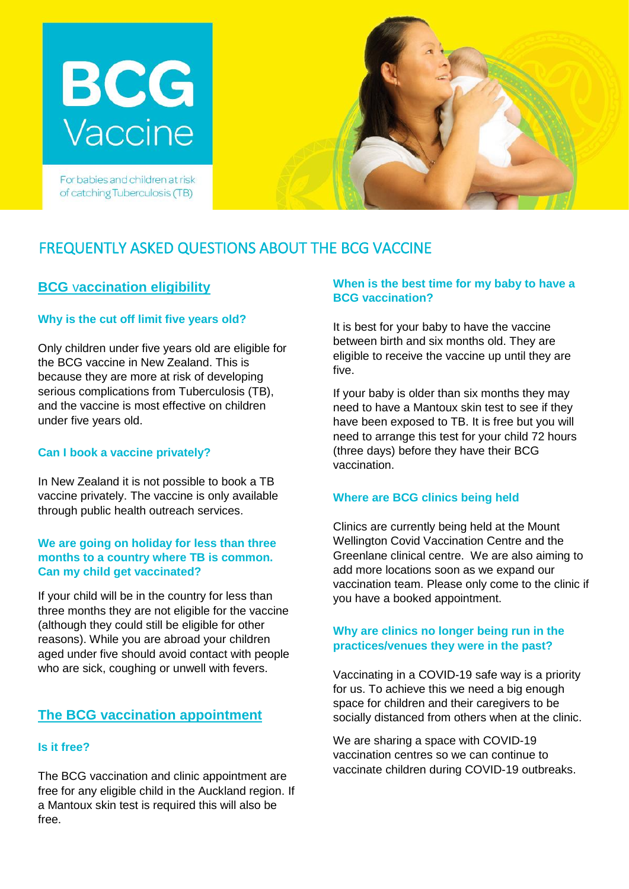# BCG Vaccine

For babies and children at risk of catching Tuberculosis (TB)

## FREQUENTLY ASKED QUESTIONS ABOUT THE BCG VACCINE

## BCG vaccination eligibility

### Why is the cut off limit five years old?

Only children under five years old are eligible for the BCG vaccine in New Zealand. This is because they are more at risk of developing serious complications from Tuberculosis (TB), and the vaccine is most effective on children under five years old.

### Can I book a vaccine privately?

In New Zealand it is not possible to book a TB vaccine privately. The vaccine is only available through public health outreach services.

### We are going on holiday for less than three months to a country where TB is common. Can my child get vaccinated?

If your child will be in the country for less than three months they are not eligible for the vaccine (although they could still be eligible for other reasons). While you are abroad your children aged under five should avoid contact with people who are sick, coughing or unwell with fevers.

## The BCG vaccination appointment

### Is it free?

The BCG vaccination and clinic appointment are free for any eligible child in the Auckland region. If a Mantoux skin test is required this will also be free.

### When is the best time for my baby to have a BCG vaccination?

It is best for your baby to have the vaccine between birth and six months old. They are eligible to receive the vaccine up until they are five.

If your baby is older than six months they may need to have a Mantoux skin test to see if they have been exposed to TB. It is free but you will need to arrange this test for your child 72 hours (three days) before they have their BCG vaccination.

### Where are BCG clinics being held

Clinics are currently being held at the Mount Wellington Covid Vaccination Centre and the Greenlane clinical centre. We are also aiming to add more locations soon as we expand our vaccination team. Please only come to the clinic if you have a booked appointment.

### Why are clinics no longer being run in the practices/venues they were in the past?

Vaccinating in a COVID-19 safe way is a priority for us. To achieve this we need a big enough space for children and their caregivers to be socially distanced from others when at the clinic.

We are sharing a space with COVID-19 vaccination centres so we can continue to vaccinate children during COVID-19 outbreaks.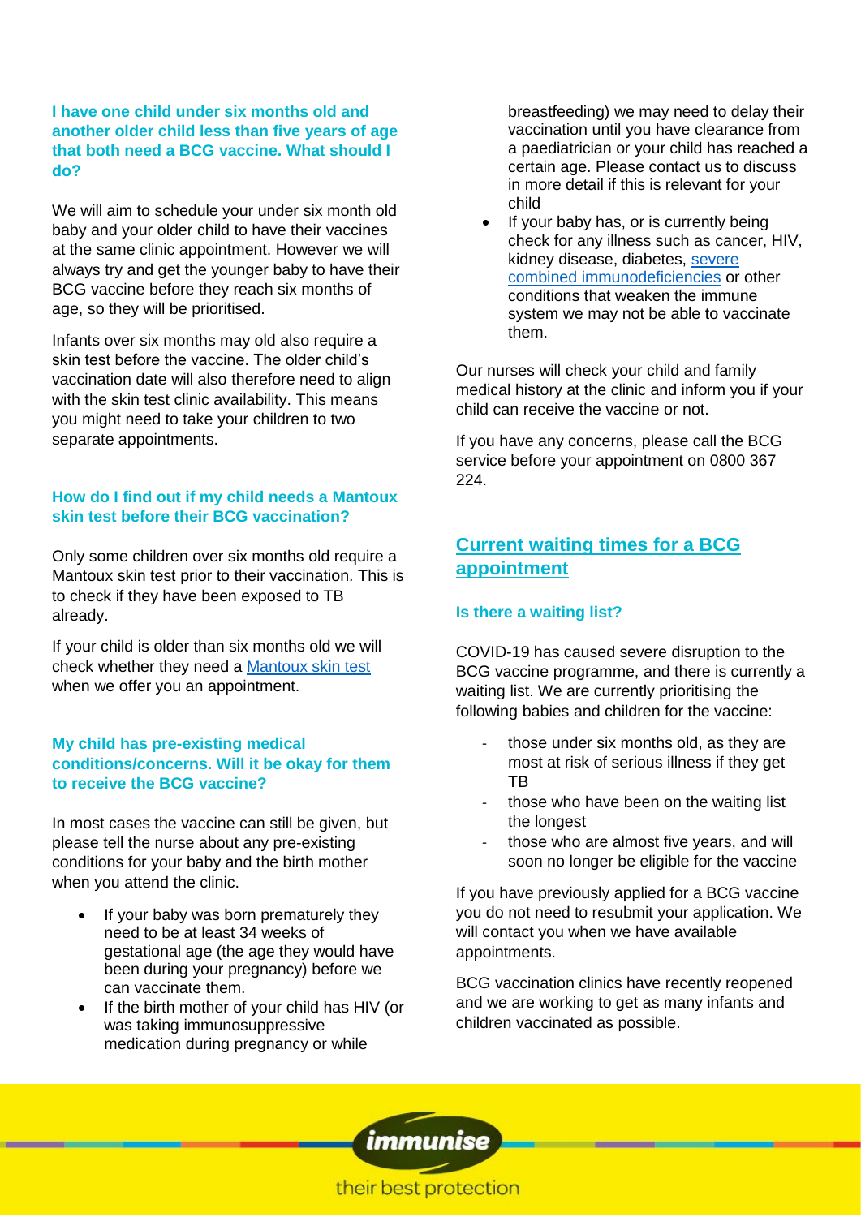### I have one child under six months old and another older child less than five years of age that both need a BCG vaccine. What should I do?

We will aim to schedule your under six month old baby and your older child to have their vaccines at the same clinic appointment. However we will always try and get the younger baby to have their BCG vaccine before they reach six months of age, so they will be prioritised.

Infants over six months may old also require a skin test before the vaccine. The older child's vaccination date will also therefore need to align with the skin test clinic availability. This means you might need to take your children to two separate appointments.

### How do I find out if my child needs a Mantoux skin test before their BCG vaccination?

Only some children over six months old require a Mantoux skin test prior to their vaccination. This is to check if they have been exposed to TB already.

If your child is older than six months old we will check whether they need a Mantoux skin test when we offer you an appointment.

### My child has pre-existing medical conditions/concerns. Will it be okay for them to receive the BCG vaccine?

In most cases the vaccine can still be given, but please tell the nurse about any pre-existing conditions for your baby and the birth mother when you attend the clinic.

- If your baby was born prematurely they need to be at least 34 weeks of gestational age (the age they would have been during your pregnancy) before we can vaccinate them.
- If the birth mother of your child has HIV (or was taking immunosuppressive medication during pregnancy or while breastfeeding) we may need to delay their vaccination until you have clearance from a paediatrician or your child has reached a certain age. Please contact us to discuss in more detail if this is relevant for your child
- If your baby has, or is currently being check for any illness such as cancer, HIV, kidney disease, diabetes, severe combined immunodeficiencies or other conditions that weaken the immune system we may not be able to vaccinate them.

Our nurses will check your child and family medical history at the clinic and inform you if your child can receive the vaccine or not.

If you have any concerns, please call the BCG service before your appointment on 0800 367 224.

## Current waiting times for a BCG appointment

### Is there a waiting list?

COVID-19 has caused severe disruption to the BCG vaccine programme, and there is currently a waiting list. We are currently prioritising the following babies and children for the vaccine:

- those under six months old, as they are most at risk of serious illness if they get TB
- those who have been on the waiting list the longest
- those who are almost five years, and will soon no longer be eligible for the vaccine

If you have previously applied for a BCG vaccine you do not need to resubmit your application. We will contact you when we have available appointments.

BCG vaccination clinics have recently reopened and we are working to get as many infants and children vaccinated as possible.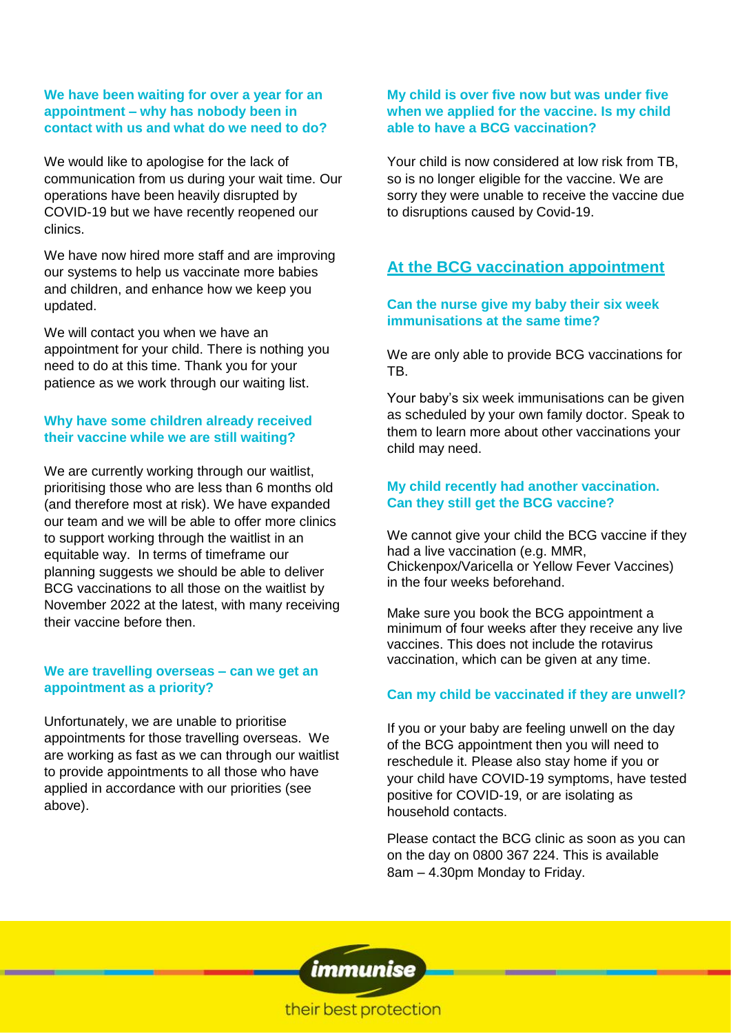### We have been waiting for over a year for an appointment – why has nobody been in contact with us and what do we need to do?

We would like to apologise for the lack of communication from us during your wait time. Our operations have been heavily disrupted by COVID-19 but we have recently reopened our clinics.

We have now hired more staff and are improving our systems to help us vaccinate more babies and children, and enhance how we keep you updated.

We will contact you when we have an appointment for your child. There is nothing you need to do at this time. Thank you for your patience as we work through our waiting list.

### Why have some children already received their vaccine while we are still waiting?

We are currently working through our waitlist, prioritising those who are less than 6 months old (and therefore most at risk). We have expanded our team and we will be able to offer more clinics to support working through the waitlist in an equitable way. In terms of timeframe our planning suggests we should be able to deliver BCG vaccinations to all those on the waitlist by November 2022 at the latest, with many receiving their vaccine before then.

### We are travelling overseas – can we get an appointment as a priority?

Unfortunately, we are unable to prioritise appointments for those travelling overseas. We are working as fast as we can through our waitlist to provide appointments to all those who have applied in accordance with our priorities (see above).

### My child is over five now but was under five when we applied for the vaccine. Is my child able to have a BCG vaccination?

Your child is now considered at low risk from TB, so is no longer eligible for the vaccine. We are sorry they were unable to receive the vaccine due to disruptions caused by Covid-19.

## At the BCG vaccination appointment

### Can the nurse give my baby their six week immunisations at the same time?

We are only able to provide BCG vaccinations for TB.

Your baby's six week immunisations can be given as scheduled by your own family doctor. Speak to them to learn more about other vaccinations your child may need.

### My child recently had another vaccination. Can they still get the BCG vaccine?

We cannot give your child the BCG vaccine if they had a live vaccination (e.g. MMR, Chickenpox/Varicella or Yellow Fever Vaccines) in the four weeks beforehand.

Make sure you book the BCG appointment a minimum of four weeks after they receive any live vaccines. This does not include the rotavirus vaccination, which can be given at any time.

### Can my child be vaccinated if they are unwell?

If you or your baby are feeling unwell on the day of the BCG appointment then you will need to reschedule it. Please also stay home if you or your child have COVID-19 symptoms, have tested positive for COVID-19, or are isolating as household contacts.

Please contact the BCG clinic as soon as you can on the day on 0800 367 224. This is available 8am – 4.30pm Monday to Friday.

immunise

their best protection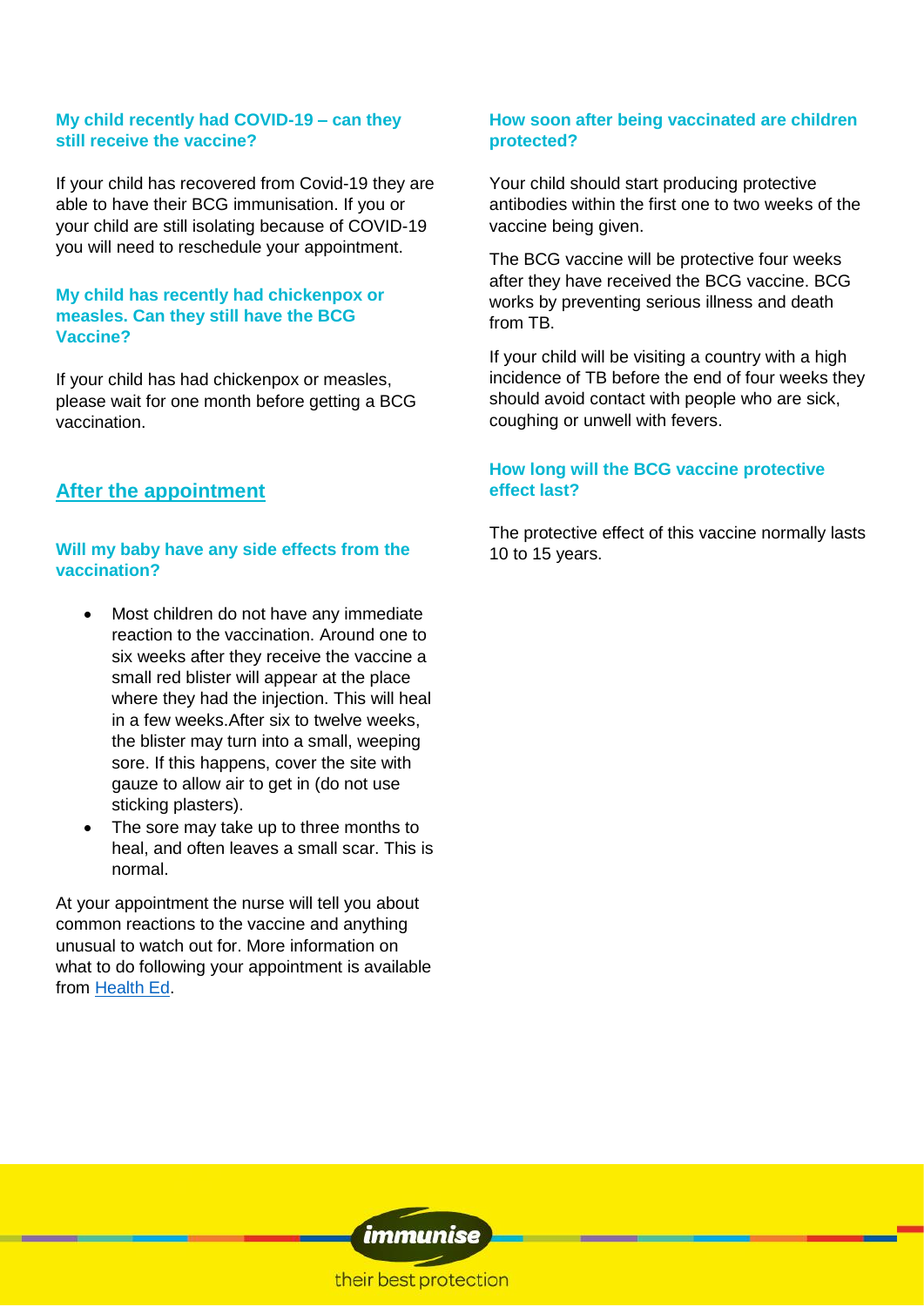#### My child recently had COVID-19 – can they still receive the vaccine?

If your child has recovered from Covid-19 they are able to have their BCG immunisation. If you or your child are still isolating because of COVID-19 you will need to reschedule your appointment.

#### My child has recently had chickenpox or measles. Can they still have the BCG Vaccine?

If your child has had chickenpox or measles, please wait for one month before getting a BCG vaccination.

## After the appointment

#### Will my baby have any side effects from the vaccination?

- Most children do not have any immediate reaction to the vaccination. Around one to six weeks after they receive the vaccine a small red blister will appear at the place where they had the injection. This will heal in a few weeks.After six to twelve weeks, the blister may turn into a small, weeping sore. If this happens, cover the site with gauze to allow air to get in (do not use sticking plasters).
- The sore may take up to three months to heal, and often leaves a small scar. This is normal.

At your appointment the nurse will tell you about common reactions to the vaccine and anything unusual to watch out for. More information on what to do following your appointment is available from Health Ed.

#### How soon after being vaccinated are children protected?

Your child should start producing protective antibodies within the first one to two weeks of the vaccine being given.

The BCG vaccine will be protective four weeks after they have received the BCG vaccine. BCG works by preventing serious illness and death from TB.

If your child will be visiting a country with a high incidence of TB before the end of four weeks they should avoid contact with people who are sick, coughing or unwell with fevers.

#### How long will the BCG vaccine protective effect last?

The protective effect of this vaccine normally lasts 10 to 15 years.